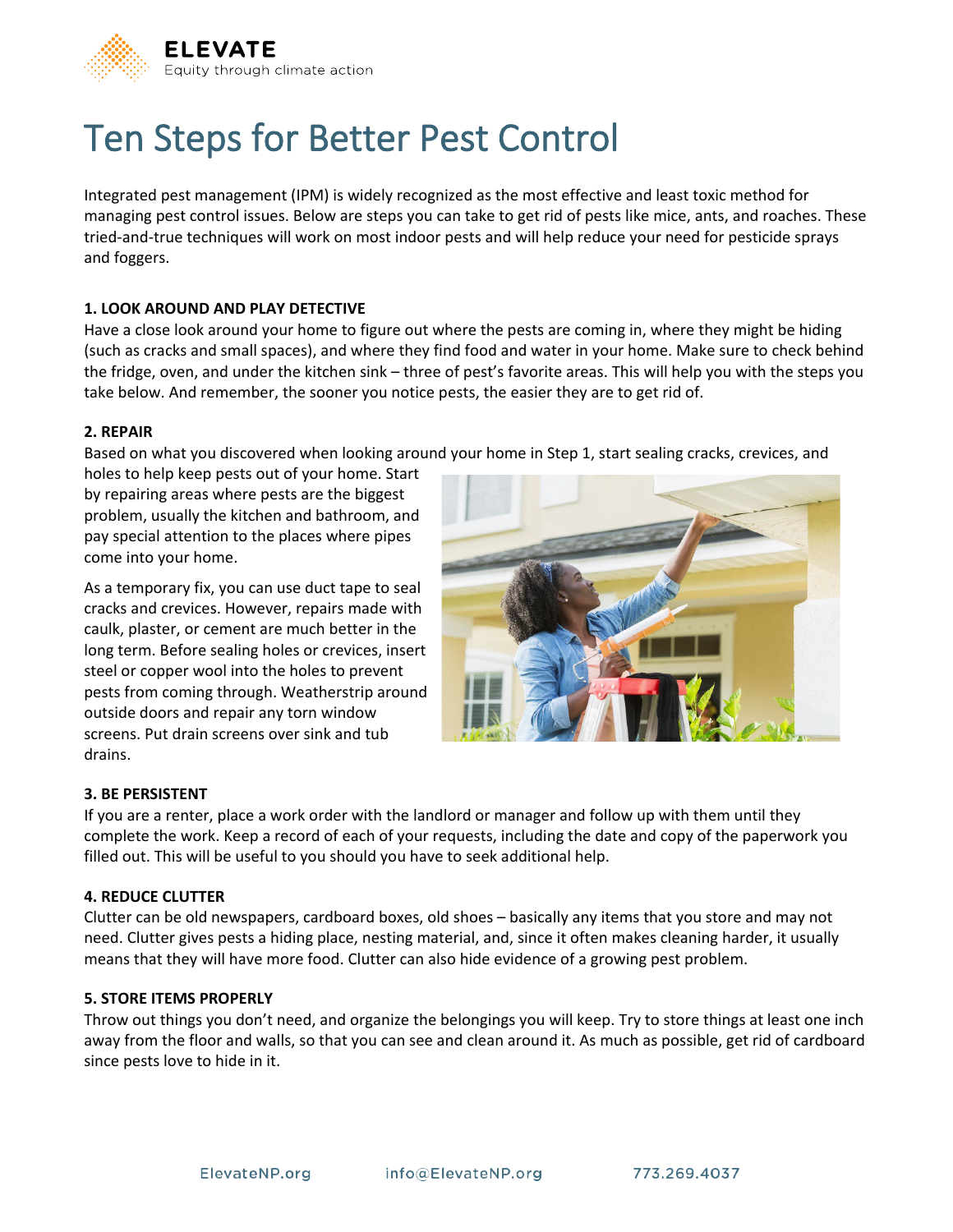ELEVATE
Equity through climate action

# Ten Steps for Better Pest Control

Integrated pest management (IPM) is widely recognized as the most effective and least toxic method for managing pest control issues. Below are steps you can take to get rid of pests like mice, ants, and roaches. These tried-and-true techniques will work on most indoor pests and will help reduce your need for pesticide sprays and foggers.

### 1. LOOK AROUND AND PLAY DETECTIVE

Have a close look around your home to figure out where the pests are coming in, where they might be hiding (such as cracks and small spaces), and where they find food and water in your home. Make sure to check behind the fridge, oven, and under the kitchen sink – three of pest's favorite areas. This will help you with the steps you take below. And remember, the sooner you notice pests, the easier they are to get rid of.

### 2. REPAIR

Based on what you discovered when looking around your home in Step 1, start sealing cracks, crevices, and holes to help keep pests out of your home. Start by repairing areas where pests are the biggest problem, usually the kitchen and bathroom, and pay special attention to the places where pipes come into your home.

As a temporary fix, you can use duct tape to seal cracks and crevices. However, repairs made with caulk, plaster, or cement are much better in the long term. Before sealing holes or crevices, insert steel or copper wool into the holes to prevent pests from coming through. Weatherstrip around outside doors and repair any torn window screens. Put drain screens over sink and tub drains.

### 3. BE PERSISTENT

If you are a renter, place a work order with the landlord or manager and follow up with them until they complete the work. Keep a record of each of your requests, including the date and copy of the paperwork you filled out. This will be useful to you should you have to seek additional help.

### 4. REDUCE CLUTTER

Clutter can be old newspapers, cardboard boxes, old shoes – basically any items that you store and may not need. Clutter gives pests a hiding place, nesting material, and, since it often makes cleaning harder, it usually means that they will have more food. Clutter can also hide evidence of a growing pest problem.

### 5. STORE ITEMS PROPERLY

Throw out things you don't need, and organize the belongings you will keep. Try to store things at least one inch away from the floor and walls, so that you can see and clean around it. As much as possible, get rid of cardboard since pests love to hide in it.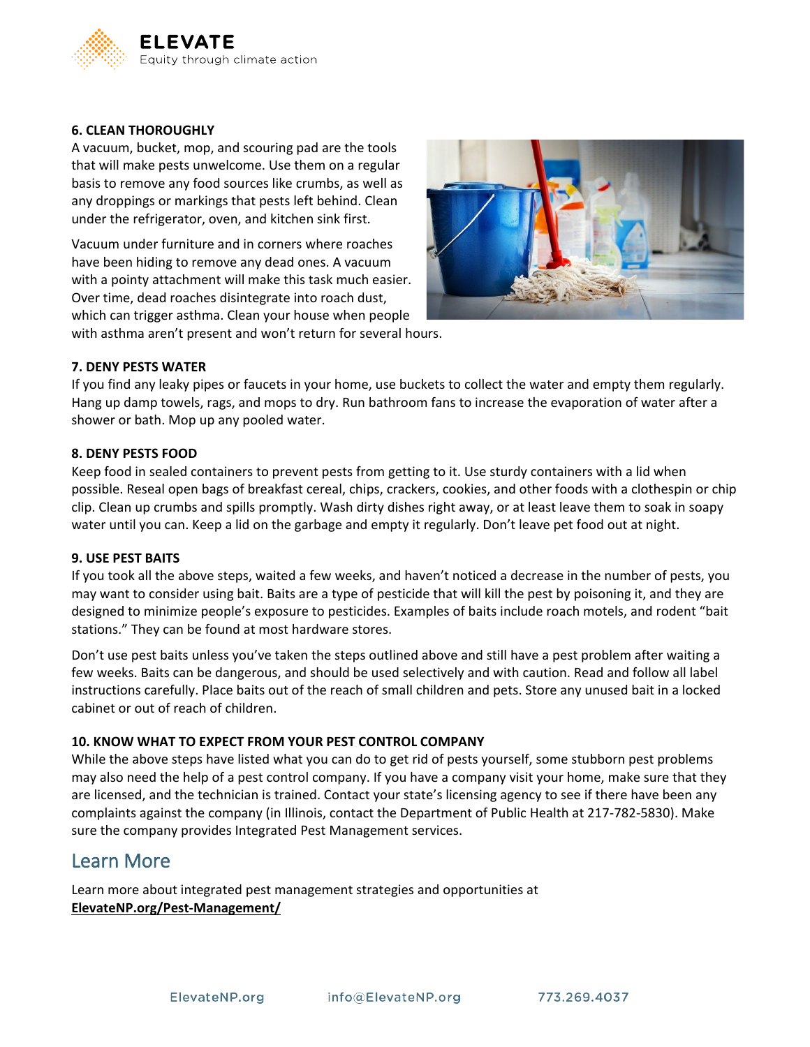### 6. CLEAN THOROUGHLY

A vacuum, bucket, mop, and scouring pad are the tools that will make pests unwelcome. Use them on a regular basis to remove any food sources like crumbs, as well as any droppings or markings that pests left behind. Clean under the refrigerator, oven, and kitchen sink first.

Vacuum under furniture and in corners where roaches have been hiding to remove any dead ones. A vacuum with a pointy attachment will make this task much easier. Over time, dead roaches disintegrate into roach dust, which can trigger asthma. Clean your house when people with asthma aren't present and won't return for several hours.

### 7. DENY PESTS WATER

If you find any leaky pipes or faucets in your home, use buckets to collect the water and empty them regularly. Hang up damp towels, rags, and mops to dry. Run bathroom fans to increase the evaporation of water after a shower or bath. Mop up any pooled water.

### 8. DENY PESTS FOOD

Keep food in sealed containers to prevent pests from getting to it. Use sturdy containers with a lid when possible. Reseal open bags of breakfast cereal, chips, crackers, cookies, and other foods with a clothespin or chip clip. Clean up crumbs and spills promptly. Wash dirty dishes right away, or at least leave them to soak in soapy water until you can. Keep a lid on the garbage and empty it regularly. Don't leave pet food out at night.

### 9. USE PEST BAITS

If you took all the above steps, waited a few weeks, and haven't noticed a decrease in the number of pests, you may want to consider using bait. Baits are a type of pesticide that will kill the pest by poisoning it, and they are designed to minimize people's exposure to pesticides. Examples of baits include roach motels, and rodent "bait stations." They can be found at most hardware stores.

Don't use pest baits unless you've taken the steps outlined above and still have a pest problem after waiting a few weeks. Baits can be dangerous, and should be used selectively and with caution. Read and follow all label instructions carefully. Place baits out of the reach of small children and pets. Store any unused bait in a locked cabinet or out of reach of children.

### 10. KNOW WHAT TO EXPECT FROM YOUR PEST CONTROL COMPANY

While the above steps have listed what you can do to get rid of pests yourself, some stubborn pest problems may also need the help of a pest control company. If you have a company visit your home, make sure that they are licensed, and the technician is trained. Contact your state's licensing agency to see if there have been any complaints against the company (in Illinois, contact the Department of Public Health at 217-782-5830). Make sure the company provides Integrated Pest Management services.

## Learn More

Learn more about integrated pest management strategies and opportunities at **ElevateNP.org/Pest-Management/**

ElevateNP.org info@ElevateNP.org 773.269.4037